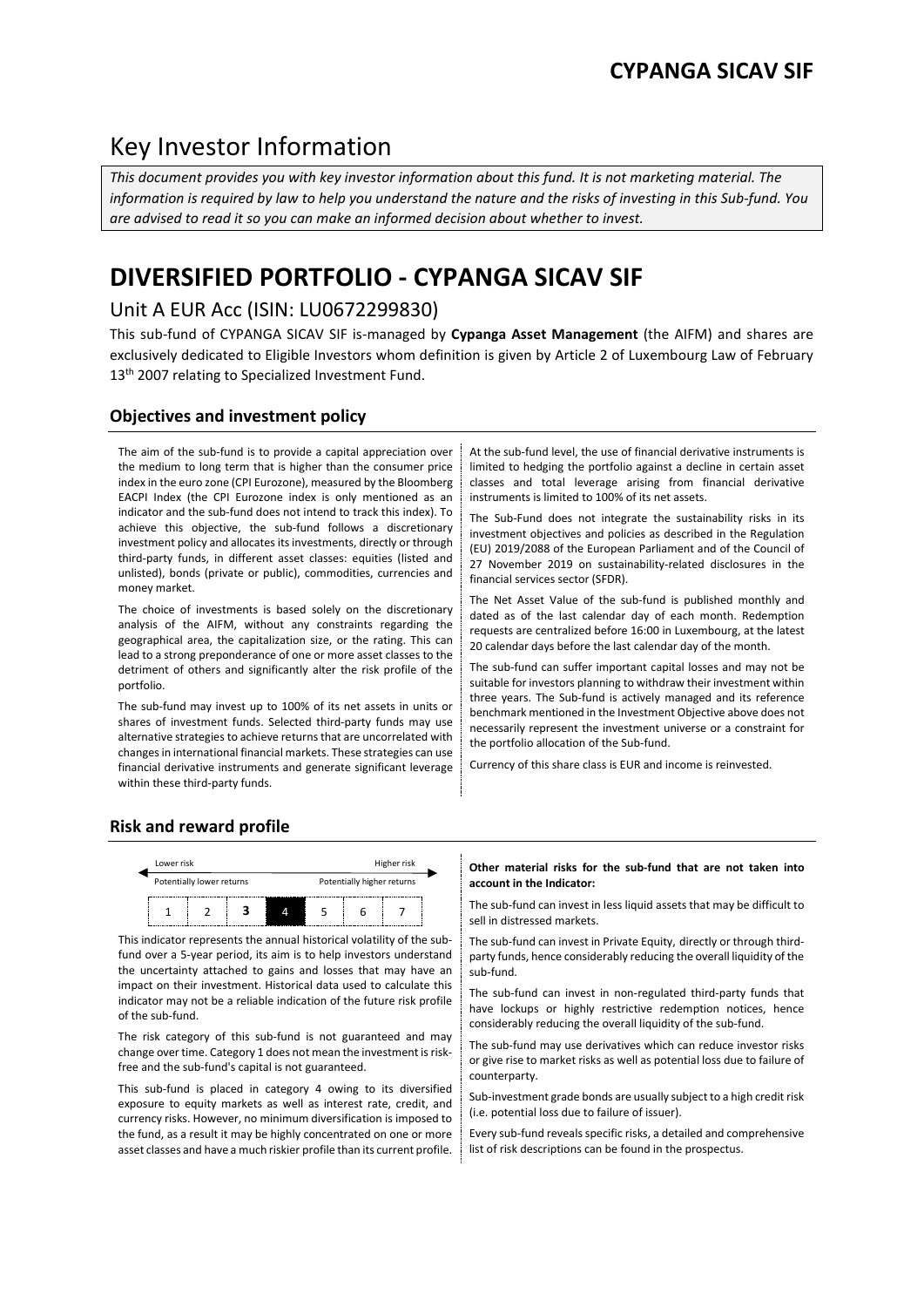# Key Investor Information

*This document provides you with key investor information about this fund. It is not marketing material. The information is required by law to help you understand the nature and the risks of investing in this Sub-fund. You are advised to read it so you can make an informed decision about whether to invest.*

# DIVERSIFIED PORTFOLIO - CYPANGA SICAV SIF

## Unit A EUR Acc (ISIN: LU0672299830)

This sub-fund of CYPANGA SICAV SIF is-managed by **Cypanga Asset Management** (the AIFM) and shares are exclusively dedicated to Eligible Investors whom definition is given by Article 2 of Luxembourg Law of February 13th 2007 relating to Specialized Investment Fund.

### Objectives and investment policy

The aim of the sub-fund is to provide a capital appreciation over the medium to long term that is higher than the consumer price index in the euro zone (CPI Eurozone), measured by the Bloomberg EACPI Index (the CPI Eurozone index is only mentioned as an indicator and the sub-fund does not intend to track this index). To achieve this objective, the sub-fund follows a discretionary investment policy and allocates its investments, directly or through third-party funds, in different asset classes: equities (listed and unlisted), bonds (private or public), commodities, currencies and money market.

The choice of investments is based solely on the discretionary analysis of the AIFM, without any constraints regarding the geographical area, the capitalization size, or the rating. This can lead to a strong preponderance of one or more asset classes to the detriment of others and significantly alter the risk profile of the portfolio.

The sub-fund may invest up to 100% of its net assets in units or shares of investment funds. Selected third-party funds may use alternative strategies to achieve returns that are uncorrelated with changes in international financial markets. These strategies can use financial derivative instruments and generate significant leverage within these third-party funds.

At the sub-fund level, the use of financial derivative instruments is limited to hedging the portfolio against a decline in certain asset classes and total leverage arising from financial derivative instruments is limited to 100% of its net assets.

The Sub-Fund does not integrate the sustainability risks in its investment objectives and policies as described in the Regulation (EU) 2019/2088 of the European Parliament and of the Council of 27 November 2019 on sustainability-related disclosures in the financial services sector (SFDR).

The Net Asset Value of the sub-fund is published monthly and dated as of the last calendar day of each month. Redemption requests are centralized before 16:00 in Luxembourg, at the latest 20 calendar days before the last calendar day of the month.

The sub-fund can suffer important capital losses and may not be suitable for investors planning to withdraw their investment within three years. The Sub-fund is actively managed and its reference benchmark mentioned in the Investment Objective above does not necessarily represent the investment universe or a constraint for the portfolio allocation of the Sub-fund.

Currency of this share class is EUR and income is reinvested.

### Risk and reward profile

| Lower risk | | | | | | Higher risk |
|---|---|---|---|---|---|---|
| Potentially lower returns | | | | | | Potentially higher returns |
| 1 | 2 | 3 | **4** | 5 | 6 | 7 |

This indicator represents the annual historical volatility of the sub-fund over a 5-year period, its aim is to help investors understand the uncertainty attached to gains and losses that may have an impact on their investment. Historical data used to calculate this indicator may not be a reliable indication of the future risk profile of the sub-fund.

The risk category of this sub-fund is not guaranteed and may change over time. Category 1 does not mean the investment is risk-free and the sub-fund's capital is not guaranteed.

This sub-fund is placed in category 4 owing to its diversified exposure to equity markets as well as interest rate, credit, and currency risks. However, no minimum diversification is imposed to the fund, as a result it may be highly concentrated on one or more asset classes and have a much riskier profile than its current profile.

**Other material risks for the sub-fund that are not taken into account in the Indicator:**

The sub-fund can invest in less liquid assets that may be difficult to sell in distressed markets.

The sub-fund can invest in Private Equity, directly or through third-party funds, hence considerably reducing the overall liquidity of the sub-fund.

The sub-fund can invest in non-regulated third-party funds that have lockups or highly restrictive redemption notices, hence considerably reducing the overall liquidity of the sub-fund.

The sub-fund may use derivatives which can reduce investor risks or give rise to market risks as well as potential loss due to failure of counterparty.

Sub-investment grade bonds are usually subject to a high credit risk (i.e. potential loss due to failure of issuer).

Every sub-fund reveals specific risks, a detailed and comprehensive list of risk descriptions can be found in the prospectus.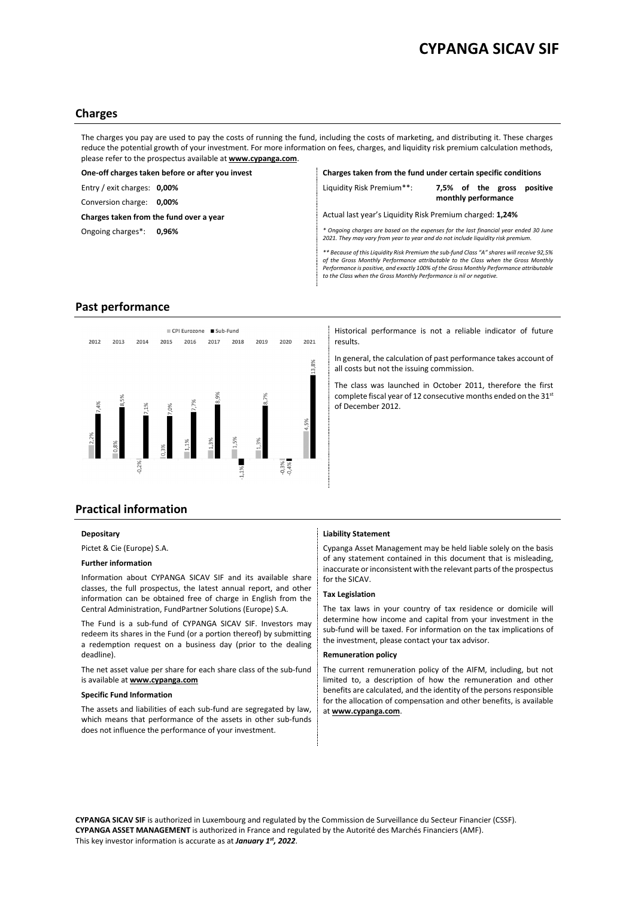# CYPANGA SICAV SIF

## Charges

The charges you pay are used to pay the costs of running the fund, including the costs of marketing, and distributing it. These charges reduce the potential growth of your investment. For more information on fees, charges, and liquidity risk premium calculation methods, please refer to the prospectus available at **www.cypanga.com**.

**One-off charges taken before or after you invest**

Entry / exit charges: **0,00%**

Conversion charge: **0,00%**

**Charges taken from the fund over a year**

Ongoing charges*: **0,96%**

**Charges taken from the fund under certain specific conditions**

Liquidity Risk Premium**: **7,5% of the gross positive monthly performance**

Actual last year's Liquidity Risk Premium charged: **1,24%**

*\* Ongoing charges are based on the expenses for the last financial year ended 30 June 2021. They may vary from year to year and do not include liquidity risk premium.*

*\*\* Because of this Liquidity Risk Premium the sub-fund Class "A" shares will receive 92,5% of the Gross Monthly Performance attributable to the Class when the Gross Monthly Performance is positive, and exactly 100% of the Gross Monthly Performance attributable to the Class when the Gross Monthly Performance is nil or negative.*

## Past performance

CPI Eurozone ■ Sub-Fund

2012 2013 2014 2015 2016 2017 2018 2019 2020 2021

2,2% 7,4% 0,8% 8,5% -0,2% 7,1% 0,3% 7,0% 1,1% 7,7% 1,3% 8,9% 1,5% -1,1% 1,3% 8,7% -0,3% -0,4% 4,5% 13,8%

Historical performance is not a reliable indicator of future results.

In general, the calculation of past performance takes account of all costs but not the issuing commission.

The class was launched in October 2011, therefore the first complete fiscal year of 12 consecutive months ended on the 31st of December 2012.

## Practical information

**Depositary**

Pictet & Cie (Europe) S.A.

**Further information**

Information about CYPANGA SICAV SIF and its available share classes, the full prospectus, the latest annual report, and other information can be obtained free of charge in English from the Central Administration, FundPartner Solutions (Europe) S.A.

The Fund is a sub-fund of CYPANGA SICAV SIF. Investors may redeem its shares in the Fund (or a portion thereof) by submitting a redemption request on a business day (prior to the dealing deadline).

The net asset value per share for each share class of the sub-fund is available at **www.cypanga.com**

**Specific Fund Information**

The assets and liabilities of each sub-fund are segregated by law, which means that performance of the assets in other sub-funds does not influence the performance of your investment.

**Liability Statement**

Cypanga Asset Management may be held liable solely on the basis of any statement contained in this document that is misleading, inaccurate or inconsistent with the relevant parts of the prospectus for the SICAV.

**Tax Legislation**

The tax laws in your country of tax residence or domicile will determine how income and capital from your investment in the sub-fund will be taxed. For information on the tax implications of the investment, please contact your tax advisor.

**Remuneration policy**

The current remuneration policy of the AIFM, including, but not limited to, a description of how the remuneration and other benefits are calculated, and the identity of the persons responsible for the allocation of compensation and other benefits, is available at **www.cypanga.com**.

**CYPANGA SICAV SIF** is authorized in Luxembourg and regulated by the Commission de Surveillance du Secteur Financier (CSSF).
**CYPANGA ASSET MANAGEMENT** is authorized in France and regulated by the Autorité des Marchés Financiers (AMF).
This key investor information is accurate as at ***January 1st, 2022***.